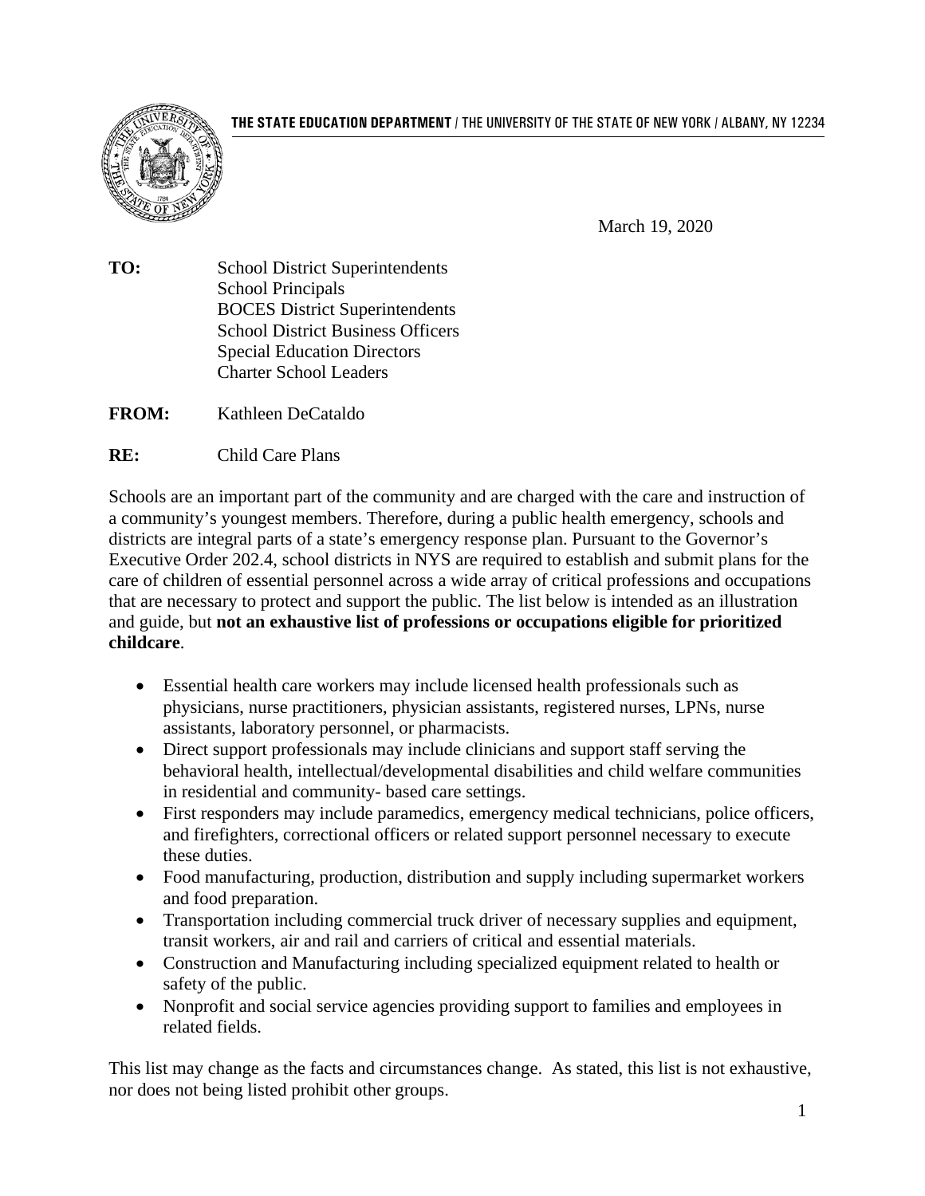**THE STATE EDUCATION DEPARTMENT** / THE UNIVERSITY OF THE STATE OF NEW YORK / ALBANY, NY 12234

March 19, 2020

**TO:** School District Superintendents
School Principals
BOCES District Superintendents
School District Business Officers
Special Education Directors
Charter School Leaders

**FROM:** Kathleen DeCataldo

**RE:** Child Care Plans

Schools are an important part of the community and are charged with the care and instruction of a community's youngest members. Therefore, during a public health emergency, schools and districts are integral parts of a state's emergency response plan. Pursuant to the Governor's Executive Order 202.4, school districts in NYS are required to establish and submit plans for the care of children of essential personnel across a wide array of critical professions and occupations that are necessary to protect and support the public. The list below is intended as an illustration and guide, but **not an exhaustive list of professions or occupations eligible for prioritized childcare**.

- Essential health care workers may include licensed health professionals such as physicians, nurse practitioners, physician assistants, registered nurses, LPNs, nurse assistants, laboratory personnel, or pharmacists.
- Direct support professionals may include clinicians and support staff serving the behavioral health, intellectual/developmental disabilities and child welfare communities in residential and community- based care settings.
- First responders may include paramedics, emergency medical technicians, police officers, and firefighters, correctional officers or related support personnel necessary to execute these duties.
- Food manufacturing, production, distribution and supply including supermarket workers and food preparation.
- Transportation including commercial truck driver of necessary supplies and equipment, transit workers, air and rail and carriers of critical and essential materials.
- Construction and Manufacturing including specialized equipment related to health or safety of the public.
- Nonprofit and social service agencies providing support to families and employees in related fields.

This list may change as the facts and circumstances change. As stated, this list is not exhaustive, nor does not being listed prohibit other groups.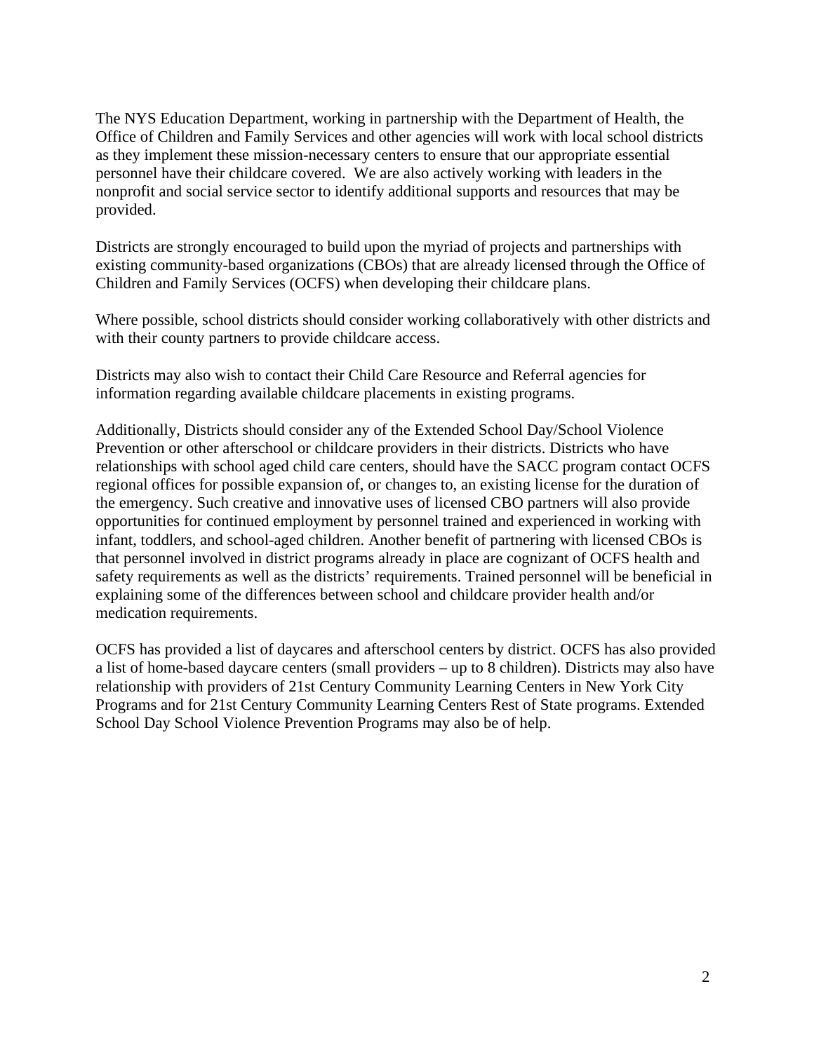The NYS Education Department, working in partnership with the Department of Health, the Office of Children and Family Services and other agencies will work with local school districts as they implement these mission-necessary centers to ensure that our appropriate essential personnel have their childcare covered. We are also actively working with leaders in the nonprofit and social service sector to identify additional supports and resources that may be provided.

Districts are strongly encouraged to build upon the myriad of projects and partnerships with existing community-based organizations (CBOs) that are already licensed through the Office of Children and Family Services (OCFS) when developing their childcare plans.

Where possible, school districts should consider working collaboratively with other districts and with their county partners to provide childcare access.

Districts may also wish to contact their Child Care Resource and Referral agencies for information regarding available childcare placements in existing programs.

Additionally, Districts should consider any of the Extended School Day/School Violence Prevention or other afterschool or childcare providers in their districts. Districts who have relationships with school aged child care centers, should have the SACC program contact OCFS regional offices for possible expansion of, or changes to, an existing license for the duration of the emergency. Such creative and innovative uses of licensed CBO partners will also provide opportunities for continued employment by personnel trained and experienced in working with infant, toddlers, and school-aged children. Another benefit of partnering with licensed CBOs is that personnel involved in district programs already in place are cognizant of OCFS health and safety requirements as well as the districts' requirements. Trained personnel will be beneficial in explaining some of the differences between school and childcare provider health and/or medication requirements.

OCFS has provided a list of daycares and afterschool centers by district. OCFS has also provided a list of home-based daycare centers (small providers – up to 8 children). Districts may also have relationship with providers of 21st Century Community Learning Centers in New York City Programs and for 21st Century Community Learning Centers Rest of State programs. Extended School Day School Violence Prevention Programs may also be of help.